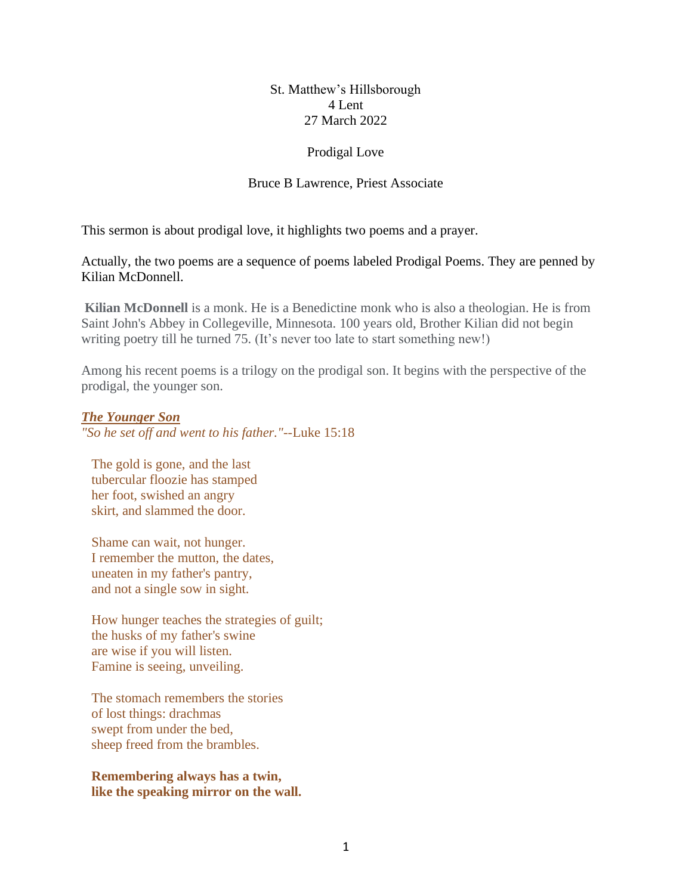St. Matthew's Hillsborough
4 Lent
27 March 2022

Prodigal Love

Bruce B Lawrence, Priest Associate

This sermon is about prodigal love, it highlights two poems and a prayer.

Actually, the two poems are a sequence of poems labeled Prodigal Poems. They are penned by Kilian McDonnell.

**Kilian McDonnell** is a monk. He is a Benedictine monk who is also a theologian. He is from Saint John's Abbey in Collegeville, Minnesota. 100 years old, Brother Kilian did not begin writing poetry till he turned 75. (It's never too late to start something new!)

Among his recent poems is a trilogy on the prodigal son. It begins with the perspective of the prodigal, the younger son.

***The Younger Son***
*"So he set off and went to his father."*--Luke 15:18

The gold is gone, and the last
tubercular floozie has stamped
her foot, swished an angry
skirt, and slammed the door.

Shame can wait, not hunger.
I remember the mutton, the dates,
uneaten in my father's pantry,
and not a single sow in sight.

How hunger teaches the strategies of guilt;
the husks of my father's swine
are wise if you will listen.
Famine is seeing, unveiling.

The stomach remembers the stories
of lost things: drachmas
swept from under the bed,
sheep freed from the brambles.

**Remembering always has a twin,**
**like the speaking mirror on the wall.**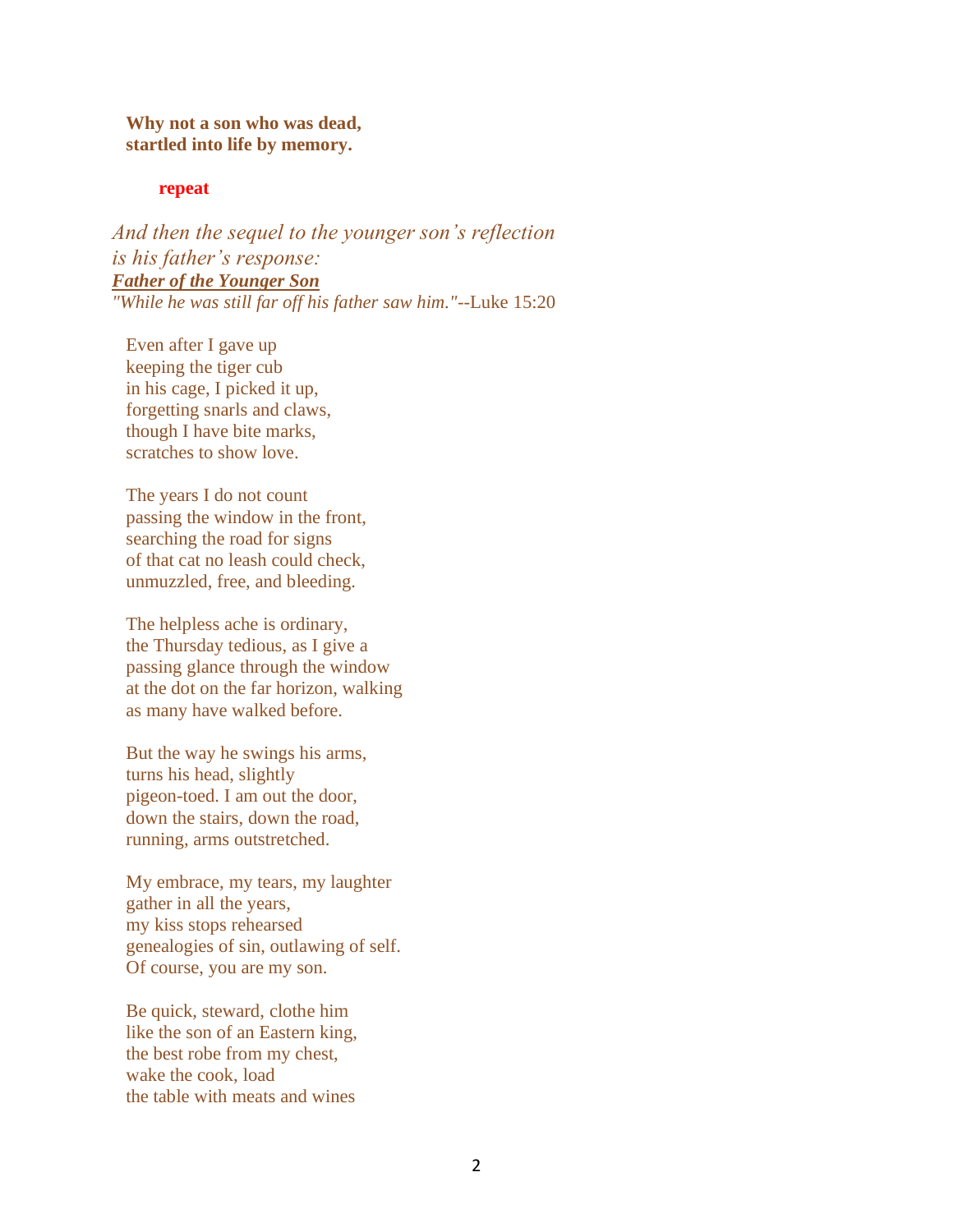**Why not a son who was dead,**
**startled into life by memory.**

**repeat**

*And then the sequel to the younger son's reflection*
*is his father's response:*
***Father of the Younger Son***
*"While he was still far off his father saw him."*--Luke 15:20

Even after I gave up
keeping the tiger cub
in his cage, I picked it up,
forgetting snarls and claws,
though I have bite marks,
scratches to show love.

The years I do not count
passing the window in the front,
searching the road for signs
of that cat no leash could check,
unmuzzled, free, and bleeding.

The helpless ache is ordinary,
the Thursday tedious, as I give a
passing glance through the window
at the dot on the far horizon, walking
as many have walked before.

But the way he swings his arms,
turns his head, slightly
pigeon-toed. I am out the door,
down the stairs, down the road,
running, arms outstretched.

My embrace, my tears, my laughter
gather in all the years,
my kiss stops rehearsed
genealogies of sin, outlawing of self.
Of course, you are my son.

Be quick, steward, clothe him
like the son of an Eastern king,
the best robe from my chest,
wake the cook, load
the table with meats and wines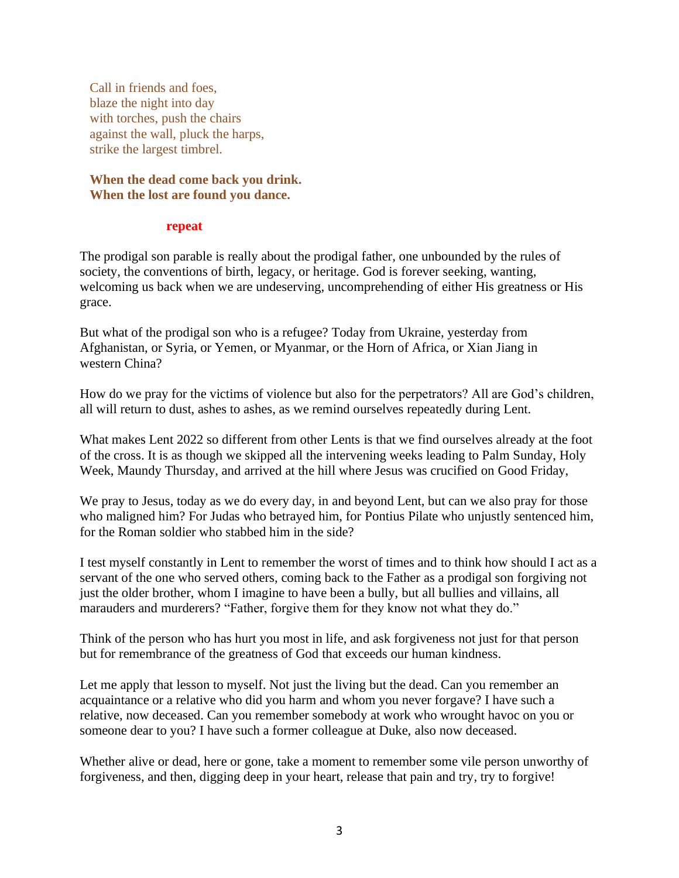Call in friends and foes,  
blaze the night into day  
with torches, push the chairs  
against the wall, pluck the harps,  
strike the largest timbrel.

**When the dead come back you drink.**  
**When the lost are found you dance.**

**repeat**

The prodigal son parable is really about the prodigal father, one unbounded by the rules of society, the conventions of birth, legacy, or heritage. God is forever seeking, wanting, welcoming us back when we are undeserving, uncomprehending of either His greatness or His grace.

But what of the prodigal son who is a refugee? Today from Ukraine, yesterday from Afghanistan, or Syria, or Yemen, or Myanmar, or the Horn of Africa, or Xian Jiang in western China?

How do we pray for the victims of violence but also for the perpetrators? All are God's children, all will return to dust, ashes to ashes, as we remind ourselves repeatedly during Lent.

What makes Lent 2022 so different from other Lents is that we find ourselves already at the foot of the cross. It is as though we skipped all the intervening weeks leading to Palm Sunday, Holy Week, Maundy Thursday, and arrived at the hill where Jesus was crucified on Good Friday,

We pray to Jesus, today as we do every day, in and beyond Lent, but can we also pray for those who maligned him? For Judas who betrayed him, for Pontius Pilate who unjustly sentenced him, for the Roman soldier who stabbed him in the side?

I test myself constantly in Lent to remember the worst of times and to think how should I act as a servant of the one who served others, coming back to the Father as a prodigal son forgiving not just the older brother, whom I imagine to have been a bully, but all bullies and villains, all marauders and murderers? "Father, forgive them for they know not what they do."

Think of the person who has hurt you most in life, and ask forgiveness not just for that person but for remembrance of the greatness of God that exceeds our human kindness.

Let me apply that lesson to myself. Not just the living but the dead. Can you remember an acquaintance or a relative who did you harm and whom you never forgave? I have such a relative, now deceased. Can you remember somebody at work who wrought havoc on you or someone dear to you? I have such a former colleague at Duke, also now deceased.

Whether alive or dead, here or gone, take a moment to remember some vile person unworthy of forgiveness, and then, digging deep in your heart, release that pain and try, try to forgive!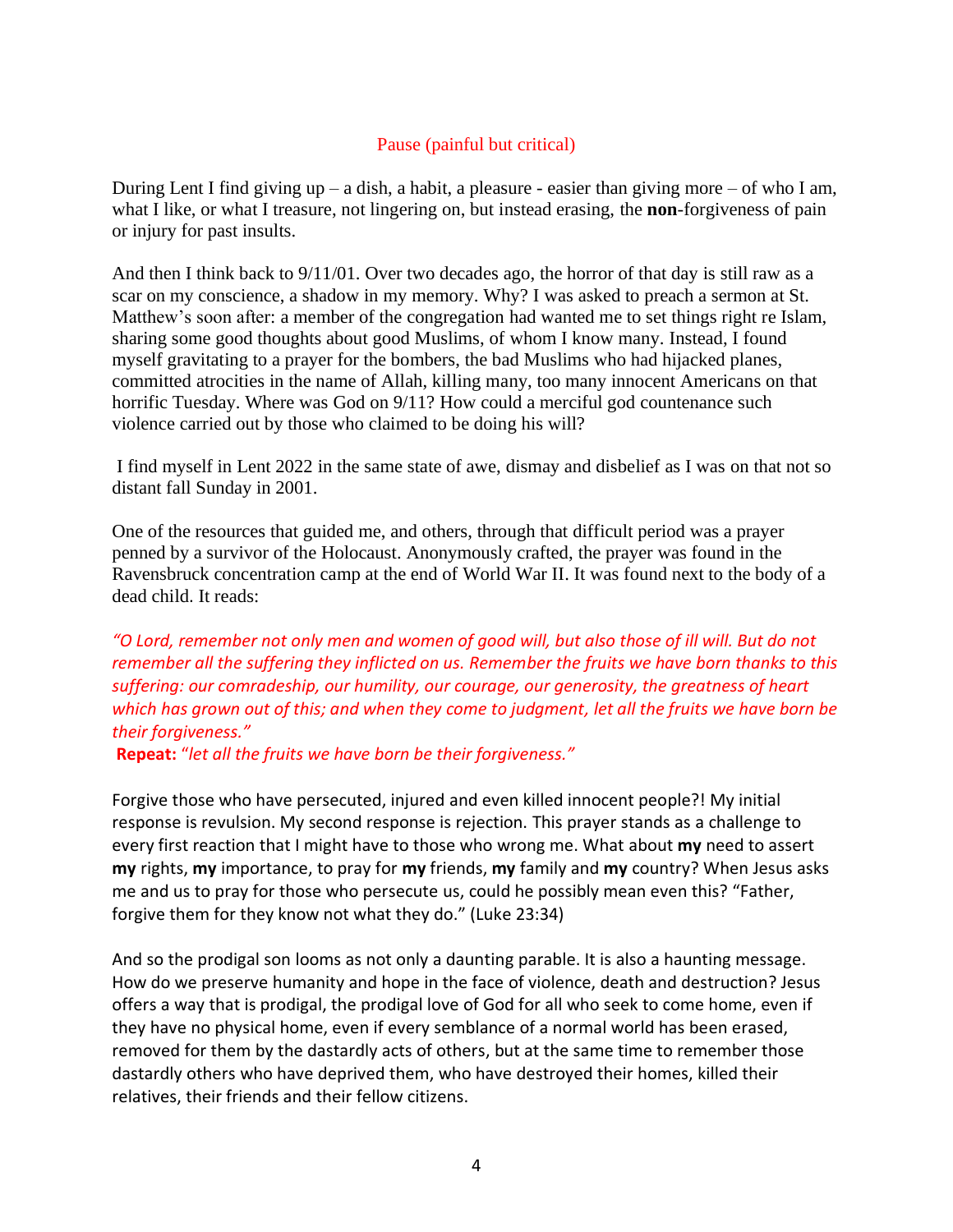## Pause (painful but critical)

During Lent I find giving up – a dish, a habit, a pleasure - easier than giving more – of who I am, what I like, or what I treasure, not lingering on, but instead erasing, the **non**-forgiveness of pain or injury for past insults.

And then I think back to 9/11/01. Over two decades ago, the horror of that day is still raw as a scar on my conscience, a shadow in my memory. Why? I was asked to preach a sermon at St. Matthew's soon after: a member of the congregation had wanted me to set things right re Islam, sharing some good thoughts about good Muslims, of whom I know many. Instead, I found myself gravitating to a prayer for the bombers, the bad Muslims who had hijacked planes, committed atrocities in the name of Allah, killing many, too many innocent Americans on that horrific Tuesday. Where was God on 9/11? How could a merciful god countenance such violence carried out by those who claimed to be doing his will?

I find myself in Lent 2022 in the same state of awe, dismay and disbelief as I was on that not so distant fall Sunday in 2001.

One of the resources that guided me, and others, through that difficult period was a prayer penned by a survivor of the Holocaust. Anonymously crafted, the prayer was found in the Ravensbruck concentration camp at the end of World War II. It was found next to the body of a dead child. It reads:

*"O Lord, remember not only men and women of good will, but also those of ill will. But do not remember all the suffering they inflicted on us. Remember the fruits we have born thanks to this suffering: our comradeship, our humility, our courage, our generosity, the greatness of heart which has grown out of this; and when they come to judgment, let all the fruits we have born be their forgiveness."*

**Repeat:** "*let all the fruits we have born be their forgiveness."*

Forgive those who have persecuted, injured and even killed innocent people?! My initial response is revulsion. My second response is rejection. This prayer stands as a challenge to every first reaction that I might have to those who wrong me. What about **my** need to assert **my** rights, **my** importance, to pray for **my** friends, **my** family and **my** country? When Jesus asks me and us to pray for those who persecute us, could he possibly mean even this? "Father, forgive them for they know not what they do." (Luke 23:34)

And so the prodigal son looms as not only a daunting parable. It is also a haunting message. How do we preserve humanity and hope in the face of violence, death and destruction? Jesus offers a way that is prodigal, the prodigal love of God for all who seek to come home, even if they have no physical home, even if every semblance of a normal world has been erased, removed for them by the dastardly acts of others, but at the same time to remember those dastardly others who have deprived them, who have destroyed their homes, killed their relatives, their friends and their fellow citizens.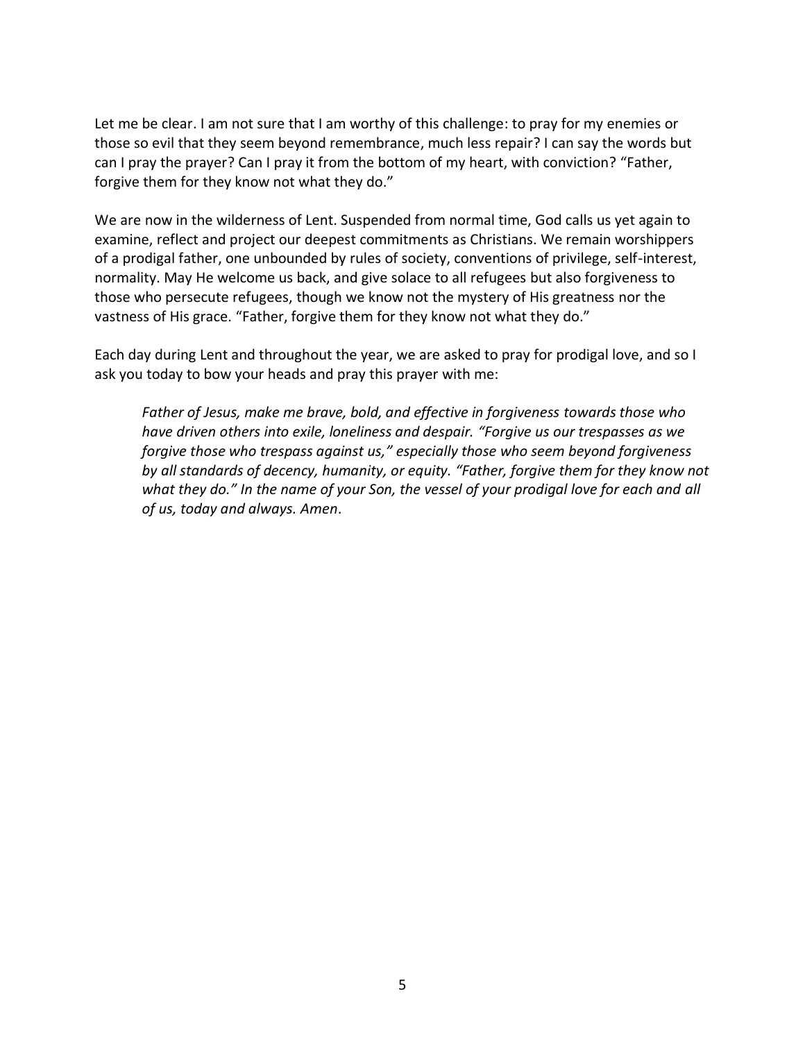Let me be clear. I am not sure that I am worthy of this challenge: to pray for my enemies or those so evil that they seem beyond remembrance, much less repair? I can say the words but can I pray the prayer? Can I pray it from the bottom of my heart, with conviction? "Father, forgive them for they know not what they do."

We are now in the wilderness of Lent. Suspended from normal time, God calls us yet again to examine, reflect and project our deepest commitments as Christians. We remain worshippers of a prodigal father, one unbounded by rules of society, conventions of privilege, self-interest, normality. May He welcome us back, and give solace to all refugees but also forgiveness to those who persecute refugees, though we know not the mystery of His greatness nor the vastness of His grace. "Father, forgive them for they know not what they do."

Each day during Lent and throughout the year, we are asked to pray for prodigal love, and so I ask you today to bow your heads and pray this prayer with me:

> *Father of Jesus, make me brave, bold, and effective in forgiveness towards those who have driven others into exile, loneliness and despair. "Forgive us our trespasses as we forgive those who trespass against us," especially those who seem beyond forgiveness by all standards of decency, humanity, or equity. "Father, forgive them for they know not what they do." In the name of your Son, the vessel of your prodigal love for each and all of us, today and always. Amen*.